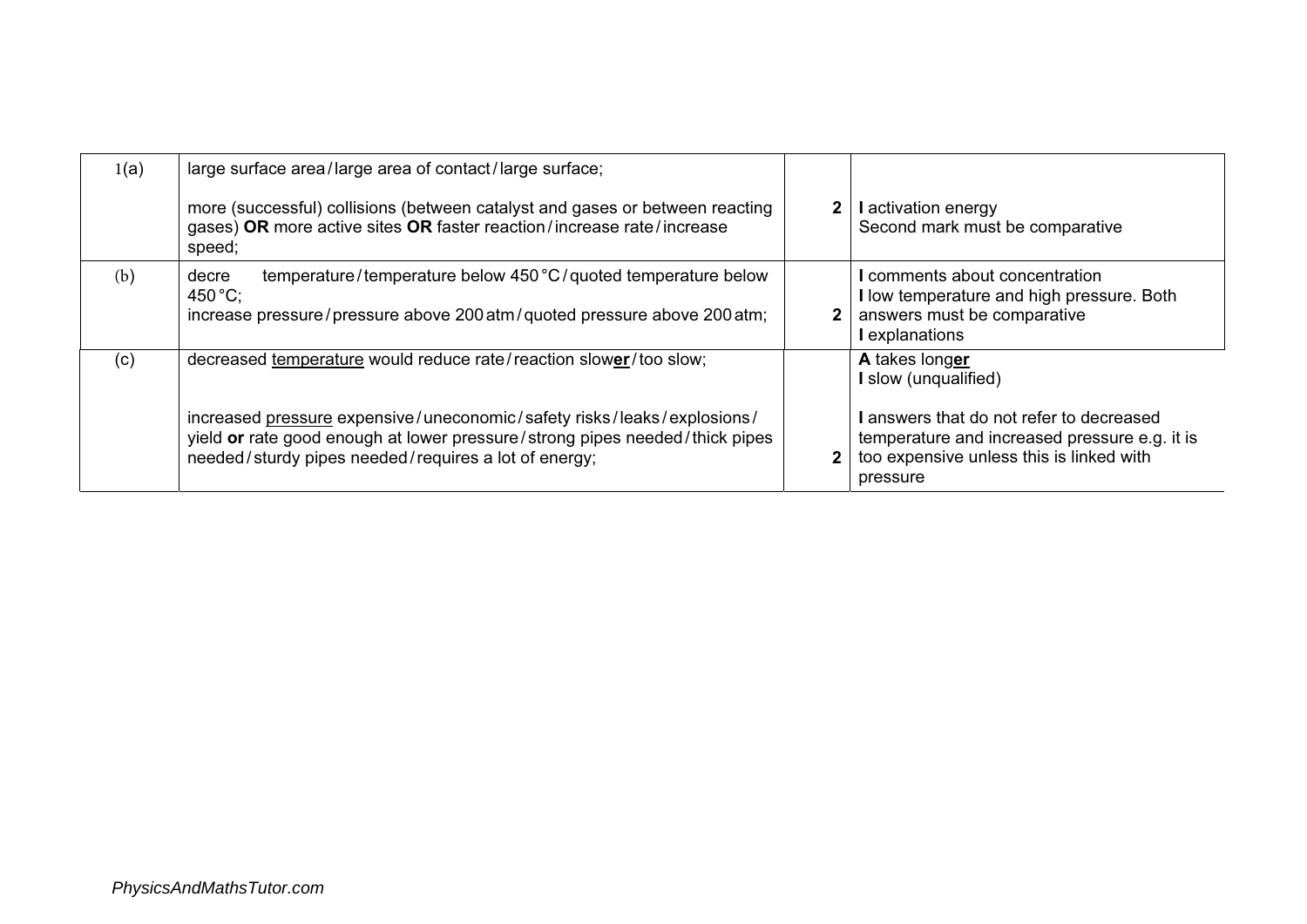| | | | |
|---|---|---|---|
| 1(a) | large surface area / large area of contact / large surface;<br><br>more (successful) collisions (between catalyst and gases or between reacting gases) **OR** more active sites **OR** faster reaction / increase rate / increase speed; | **2** | **I** activation energy<br>Second mark must be comparative |
| (b) | decre temperature / temperature below 450 °C / quoted temperature below 450 °C;<br>increase pressure / pressure above 200 atm / quoted pressure above 200 atm; | **2** | **I** comments about concentration<br>**I** low temperature and high pressure. Both answers must be comparative<br>**I** explanations |
| (c) | decreased temperature would reduce rate / reaction slow**er** / too slow;<br><br>increased pressure expensive / uneconomic / safety risks / leaks / explosions / yield **or** rate good enough at lower pressure / strong pipes needed / thick pipes needed / sturdy pipes needed / requires a lot of energy; | **2** | **A** takes long**er**<br>**I** slow (unqualified)<br><br>**I** answers that do not refer to decreased temperature and increased pressure e.g. it is too expensive unless this is linked with pressure |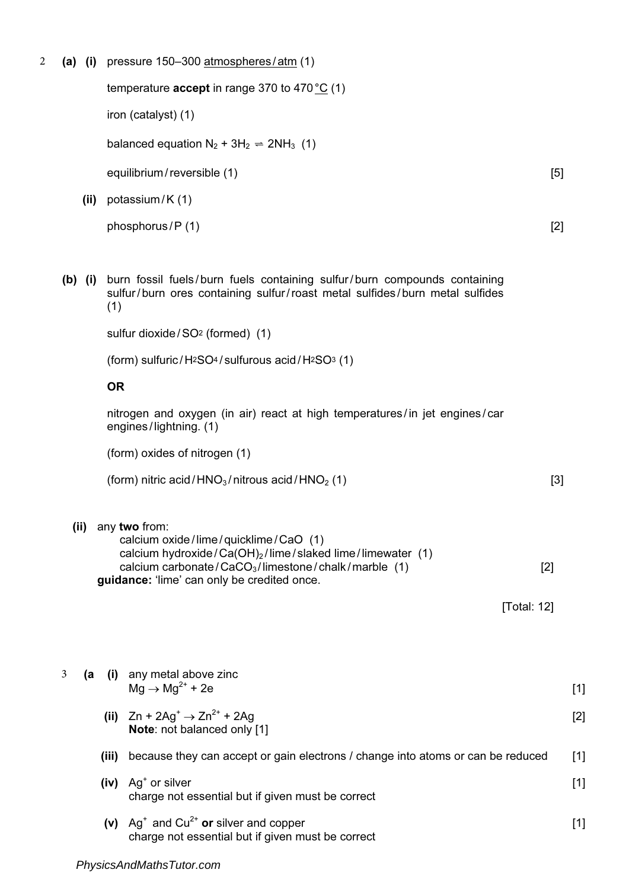2 **(a)** **(i)** pressure 150–300 atmospheres / atm (1)

temperature **accept** in range 370 to 470 °C (1)

iron (catalyst) (1)

balanced equation $N_2 + 3H_2 \rightleftharpoons 2NH_3$ (1)

equilibrium / reversible (1) [5]

**(ii)** potassium / K (1)

phosphorus / P (1) [2]

**(b)** **(i)** burn fossil fuels / burn fuels containing sulfur / burn compounds containing sulfur / burn ores containing sulfur / roast metal sulfides / burn metal sulfides (1)

sulfur dioxide / $SO_2$ (formed) (1)

(form) sulfuric / $H_2SO_4$ / sulfurous acid / $H_2SO_3$ (1)

**OR**

nitrogen and oxygen (in air) react at high temperatures / in jet engines / car engines / lightning. (1)

(form) oxides of nitrogen (1)

(form) nitric acid / $HNO_3$ / nitrous acid / $HNO_2$ (1) [3]

**(ii)** any **two** from:

calcium oxide / lime / quicklime / $CaO$ (1)

calcium hydroxide / $Ca(OH)_2$ / lime / slaked lime / limewater (1)

calcium carbonate / $CaCO_3$ / limestone / chalk / marble (1) [2]

**guidance:** 'lime' can only be credited once.

[Total: 12]

3 **(a** **(i)** any metal above zinc
$Mg \rightarrow Mg^{2+} + 2e$ [1]

**(ii)** $Zn + 2Ag^+ \rightarrow Zn^{2+} + 2Ag$ [2]
**Note**: not balanced only [1]

**(iii)** because they can accept or gain electrons / change into atoms or can be reduced [1]

**(iv)** $Ag^+$ or silver [1]
charge not essential but if given must be correct

**(v)** $Ag^+$ and $Cu^{2+}$ **or** silver and copper [1]
charge not essential but if given must be correct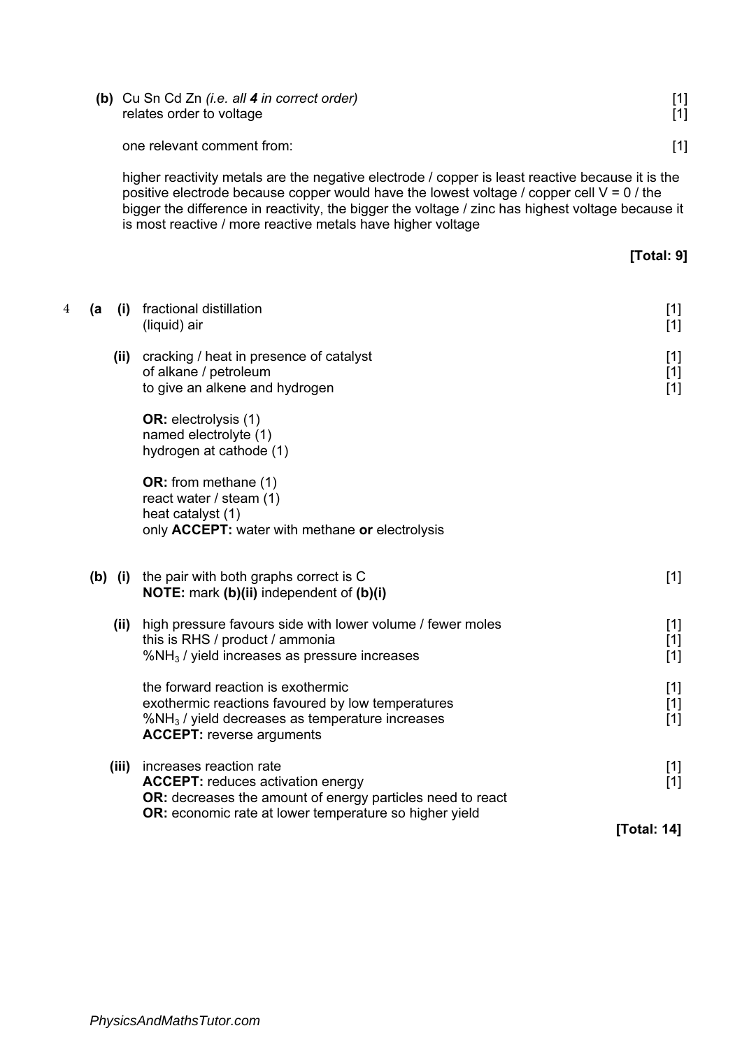**(b)** Cu Sn Cd Zn *(i.e. all **4** in correct order)* [1]
relates order to voltage [1]

one relevant comment from: [1]

higher reactivity metals are the negative electrode / copper is least reactive because it is the positive electrode because copper would have the lowest voltage / copper cell V = 0 / the bigger the difference in reactivity, the bigger the voltage / zinc has highest voltage because it is most reactive / more reactive metals have higher voltage

**[Total: 9]**

4 **(a (i)** fractional distillation [1]
(liquid) air [1]

**(ii)** cracking / heat in presence of catalyst [1]
of alkane / petroleum [1]
to give an alkene and hydrogen [1]

**OR:** electrolysis (1)
named electrolyte (1)
hydrogen at cathode (1)

**OR:** from methane (1)
react water / steam (1)
heat catalyst (1)
only **ACCEPT:** water with methane **or** electrolysis

**(b) (i)** the pair with both graphs correct is C [1]
**NOTE:** mark **(b)(ii)** independent of **(b)(i)**

**(ii)** high pressure favours side with lower volume / fewer moles [1]
this is RHS / product / ammonia [1]
$\%NH_3$ / yield increases as pressure increases [1]

the forward reaction is exothermic [1]
exothermic reactions favoured by low temperatures [1]
$\%NH_3$ / yield decreases as temperature increases [1]
**ACCEPT:** reverse arguments

**(iii)** increases reaction rate [1]
**ACCEPT:** reduces activation energy [1]
**OR:** decreases the amount of energy particles need to react
**OR:** economic rate at lower temperature so higher yield

**[Total: 14]**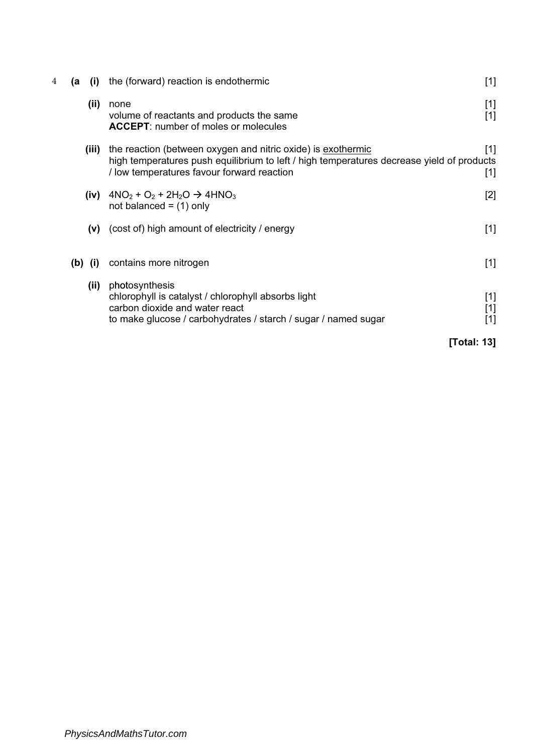4 **(a (i)** the (forward) reaction is endothermic [1]

**(ii)** none [1]
volume of reactants and products the same [1]
**ACCEPT**: number of moles or molecules

**(iii)** the reaction (between oxygen and nitric oxide) is exothermic [1]
high temperatures push equilibrium to left / high temperatures decrease yield of products / low temperatures favour forward reaction [1]

**(iv)** $4NO_2 + O_2 + 2H_2O \rightarrow 4HNO_3$ [2]
not balanced = (1) only

**(v)** (cost of) high amount of electricity / energy [1]

**(b) (i)** contains more nitrogen [1]

**(ii)** photosynthesis
chlorophyll is catalyst / chlorophyll absorbs light [1]
carbon dioxide and water react [1]
to make glucose / carbohydrates / starch / sugar / named sugar [1]

**[Total: 13]**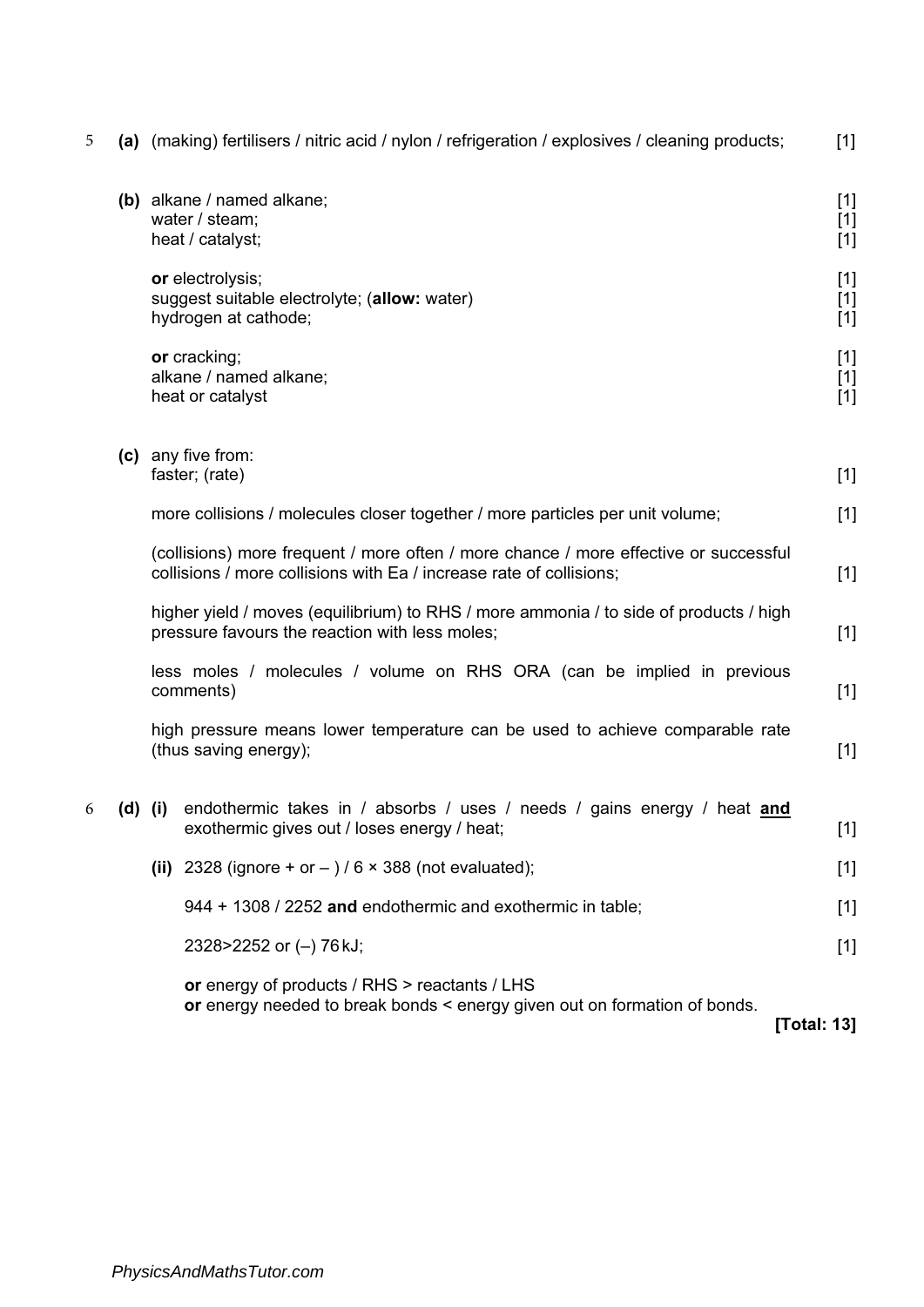5 **(a)** (making) fertilisers / nitric acid / nylon / refrigeration / explosives / cleaning products; [1]

**(b)** alkane / named alkane; [1]
water / steam; [1]
heat / catalyst; [1]

**or** electrolysis; [1]
suggest suitable electrolyte; (**allow:** water) [1]
hydrogen at cathode; [1]

**or** cracking; [1]
alkane / named alkane; [1]
heat or catalyst [1]

**(c)** any five from:
faster; (rate) [1]

more collisions / molecules closer together / more particles per unit volume; [1]

(collisions) more frequent / more often / more chance / more effective or successful collisions / more collisions with Ea / increase rate of collisions; [1]

higher yield / moves (equilibrium) to RHS / more ammonia / to side of products / high pressure favours the reaction with less moles; [1]

less moles / molecules / volume on RHS ORA (can be implied in previous comments) [1]

high pressure means lower temperature can be used to achieve comparable rate (thus saving energy); [1]

6 **(d) (i)** endothermic takes in / absorbs / uses / needs / gains energy / heat **and** exothermic gives out / loses energy / heat; [1]

**(ii)** 2328 (ignore + or – ) / $6 \times 388$ (not evaluated); [1]

944 + 1308 / 2252 **and** endothermic and exothermic in table; [1]

2328>2252 or (–) 76 kJ; [1]

**or** energy of products / RHS > reactants / LHS
**or** energy needed to break bonds < energy given out on formation of bonds.

**[Total: 13]**